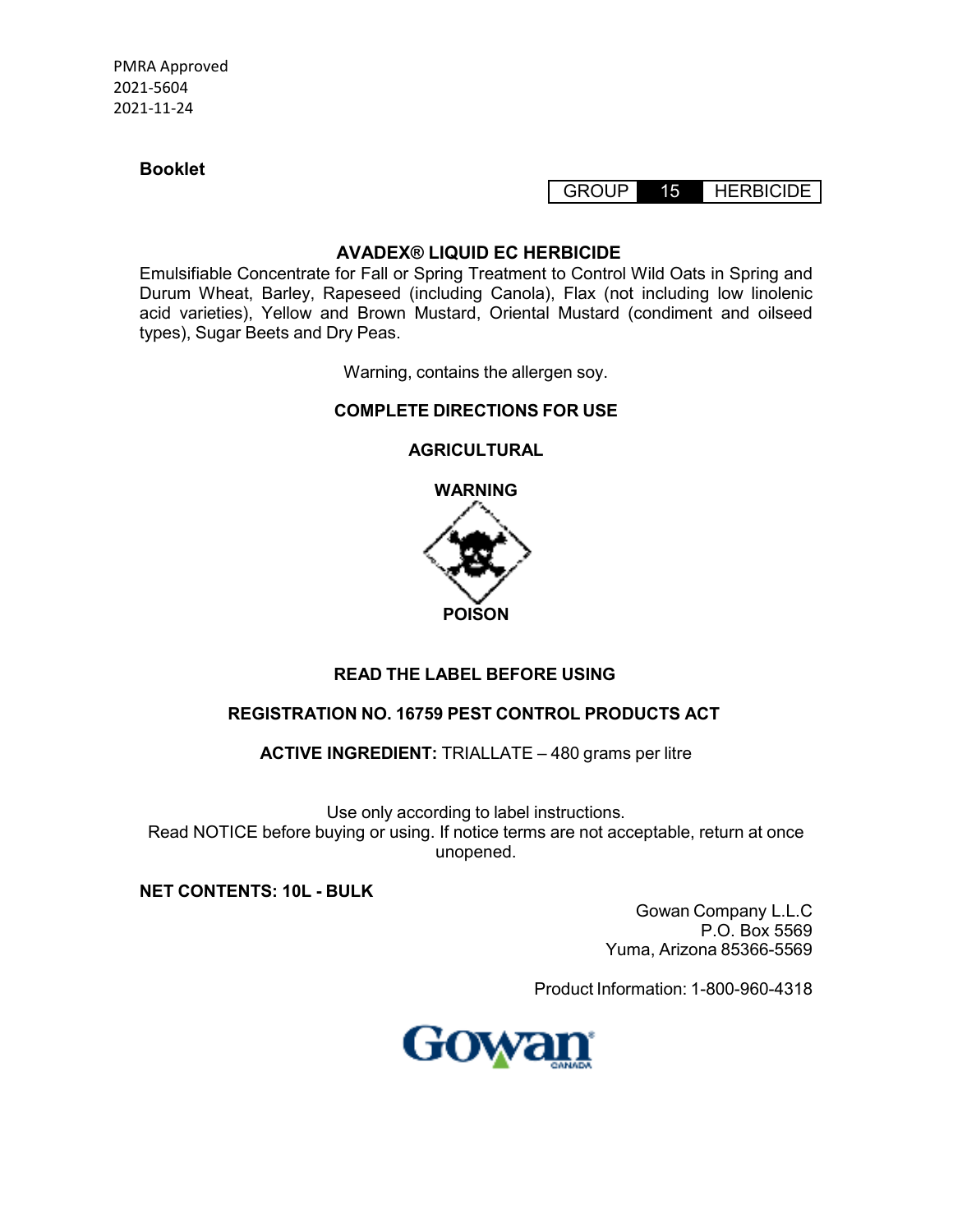PMRA Approved
2021-5604
2021-11-24

**Booklet**

| GROUP | 15 | HERBICIDE |
|---|---|---|

# AVADEX® LIQUID EC HERBICIDE

Emulsifiable Concentrate for Fall or Spring Treatment to Control Wild Oats in Spring and Durum Wheat, Barley, Rapeseed (including Canola), Flax (not including low linolenic acid varieties), Yellow and Brown Mustard, Oriental Mustard (condiment and oilseed types), Sugar Beets and Dry Peas.

Warning, contains the allergen soy.

**COMPLETE DIRECTIONS FOR USE**

**AGRICULTURAL**

**WARNING**

**POISON**

**READ THE LABEL BEFORE USING**

**REGISTRATION NO. 16759 PEST CONTROL PRODUCTS ACT**

**ACTIVE INGREDIENT:** TRIALLATE – 480 grams per litre

Use only according to label instructions.
Read NOTICE before buying or using. If notice terms are not acceptable, return at once unopened.

**NET CONTENTS: 10L - BULK**

Gowan Company L.L.C
P.O. Box 5569
Yuma, Arizona 85366-5569

Product Information: 1-800-960-4318

Gowan CANADA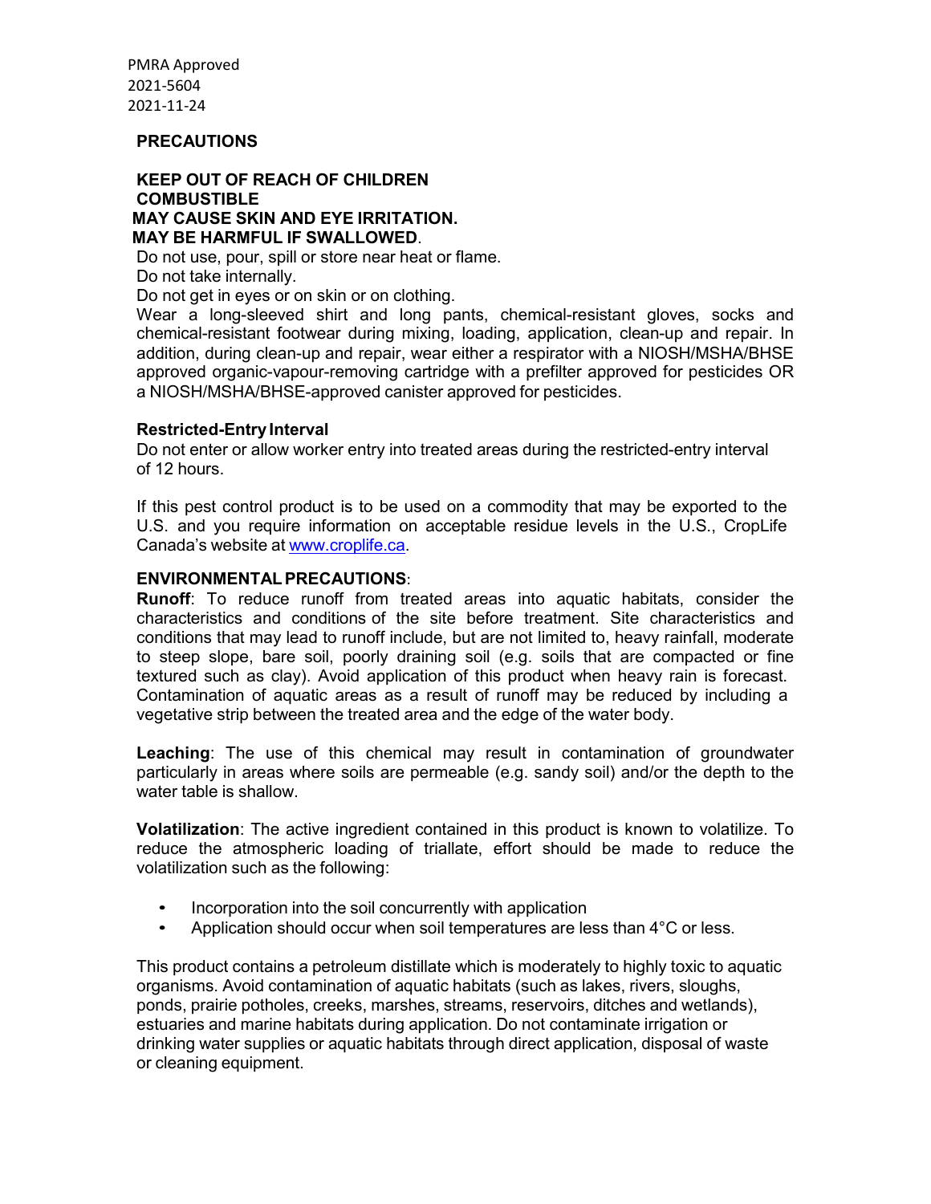PMRA Approved
2021-5604
2021-11-24

## PRECAUTIONS

**KEEP OUT OF REACH OF CHILDREN**
**COMBUSTIBLE**
**MAY CAUSE SKIN AND EYE IRRITATION.**
**MAY BE HARMFUL IF SWALLOWED**.

Do not use, pour, spill or store near heat or flame.
Do not take internally.
Do not get in eyes or on skin or on clothing.
Wear a long-sleeved shirt and long pants, chemical-resistant gloves, socks and chemical-resistant footwear during mixing, loading, application, clean-up and repair. In addition, during clean-up and repair, wear either a respirator with a NIOSH/MSHA/BHSE approved organic-vapour-removing cartridge with a prefilter approved for pesticides OR a NIOSH/MSHA/BHSE-approved canister approved for pesticides.

**Restricted-Entry Interval**
Do not enter or allow worker entry into treated areas during the restricted-entry interval of 12 hours.

If this pest control product is to be used on a commodity that may be exported to the U.S. and you require information on acceptable residue levels in the U.S., CropLife Canada's website at www.croplife.ca.

**ENVIRONMENTAL PRECAUTIONS**:

**Runoff**: To reduce runoff from treated areas into aquatic habitats, consider the characteristics and conditions of the site before treatment. Site characteristics and conditions that may lead to runoff include, but are not limited to, heavy rainfall, moderate to steep slope, bare soil, poorly draining soil (e.g. soils that are compacted or fine textured such as clay). Avoid application of this product when heavy rain is forecast. Contamination of aquatic areas as a result of runoff may be reduced by including a vegetative strip between the treated area and the edge of the water body.

**Leaching**: The use of this chemical may result in contamination of groundwater particularly in areas where soils are permeable (e.g. sandy soil) and/or the depth to the water table is shallow.

**Volatilization**: The active ingredient contained in this product is known to volatilize. To reduce the atmospheric loading of triallate, effort should be made to reduce the volatilization such as the following:

- Incorporation into the soil concurrently with application
- Application should occur when soil temperatures are less than 4°C or less.

This product contains a petroleum distillate which is moderately to highly toxic to aquatic organisms. Avoid contamination of aquatic habitats (such as lakes, rivers, sloughs, ponds, prairie potholes, creeks, marshes, streams, reservoirs, ditches and wetlands), estuaries and marine habitats during application. Do not contaminate irrigation or drinking water supplies or aquatic habitats through direct application, disposal of waste or cleaning equipment.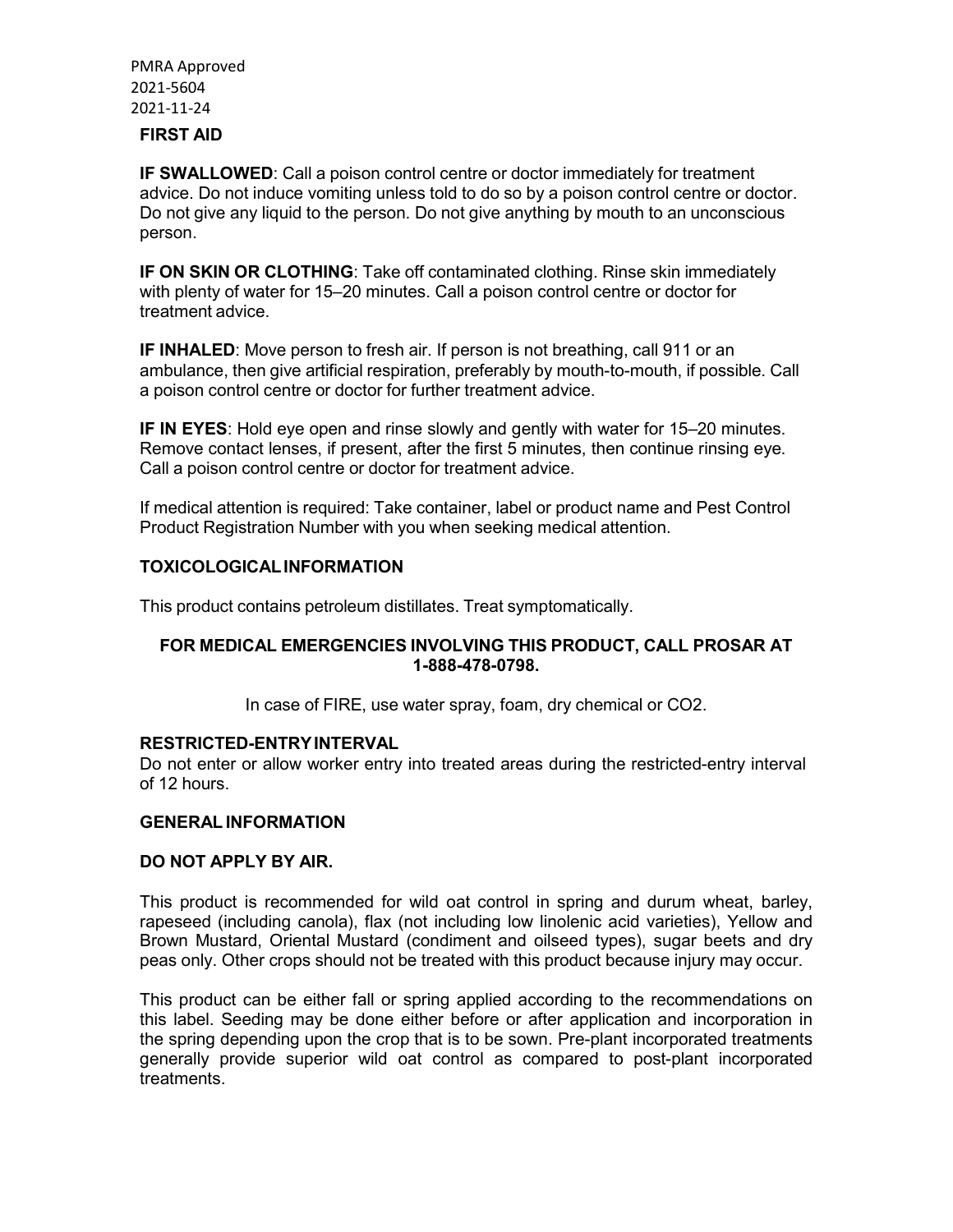PMRA Approved
2021-5604
2021-11-24

## FIRST AID

**IF SWALLOWED**: Call a poison control centre or doctor immediately for treatment advice. Do not induce vomiting unless told to do so by a poison control centre or doctor. Do not give any liquid to the person. Do not give anything by mouth to an unconscious person.

**IF ON SKIN OR CLOTHING**: Take off contaminated clothing. Rinse skin immediately with plenty of water for 15–20 minutes. Call a poison control centre or doctor for treatment advice.

**IF INHALED**: Move person to fresh air. If person is not breathing, call 911 or an ambulance, then give artificial respiration, preferably by mouth-to-mouth, if possible. Call a poison control centre or doctor for further treatment advice.

**IF IN EYES**: Hold eye open and rinse slowly and gently with water for 15–20 minutes. Remove contact lenses, if present, after the first 5 minutes, then continue rinsing eye. Call a poison control centre or doctor for treatment advice.

If medical attention is required: Take container, label or product name and Pest Control Product Registration Number with you when seeking medical attention.

## TOXICOLOGICAL INFORMATION

This product contains petroleum distillates. Treat symptomatically.

**FOR MEDICAL EMERGENCIES INVOLVING THIS PRODUCT, CALL PROSAR AT 1-888-478-0798.**

In case of FIRE, use water spray, foam, dry chemical or CO2.

## RESTRICTED-ENTRY INTERVAL

Do not enter or allow worker entry into treated areas during the restricted-entry interval of 12 hours.

## GENERAL INFORMATION

**DO NOT APPLY BY AIR.**

This product is recommended for wild oat control in spring and durum wheat, barley, rapeseed (including canola), flax (not including low linolenic acid varieties), Yellow and Brown Mustard, Oriental Mustard (condiment and oilseed types), sugar beets and dry peas only. Other crops should not be treated with this product because injury may occur.

This product can be either fall or spring applied according to the recommendations on this label. Seeding may be done either before or after application and incorporation in the spring depending upon the crop that is to be sown. Pre-plant incorporated treatments generally provide superior wild oat control as compared to post-plant incorporated treatments.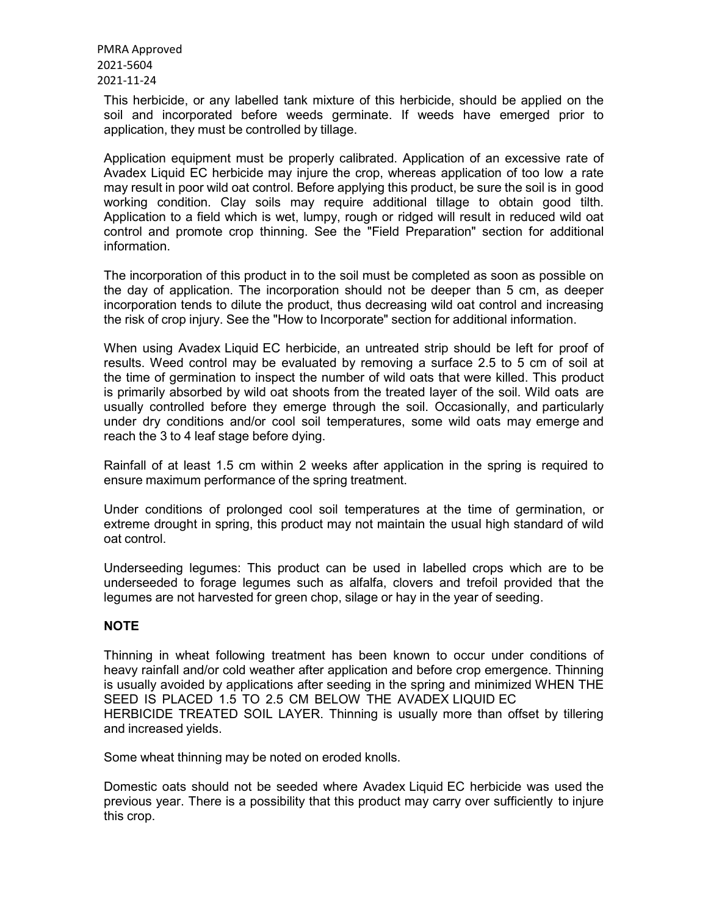This herbicide, or any labelled tank mixture of this herbicide, should be applied on the soil and incorporated before weeds germinate. If weeds have emerged prior to application, they must be controlled by tillage.

Application equipment must be properly calibrated. Application of an excessive rate of Avadex Liquid EC herbicide may injure the crop, whereas application of too low a rate may result in poor wild oat control. Before applying this product, be sure the soil is in good working condition. Clay soils may require additional tillage to obtain good tilth. Application to a field which is wet, lumpy, rough or ridged will result in reduced wild oat control and promote crop thinning. See the "Field Preparation" section for additional information.

The incorporation of this product in to the soil must be completed as soon as possible on the day of application. The incorporation should not be deeper than 5 cm, as deeper incorporation tends to dilute the product, thus decreasing wild oat control and increasing the risk of crop injury. See the "How to Incorporate" section for additional information.

When using Avadex Liquid EC herbicide, an untreated strip should be left for proof of results. Weed control may be evaluated by removing a surface 2.5 to 5 cm of soil at the time of germination to inspect the number of wild oats that were killed. This product is primarily absorbed by wild oat shoots from the treated layer of the soil. Wild oats are usually controlled before they emerge through the soil. Occasionally, and particularly under dry conditions and/or cool soil temperatures, some wild oats may emerge and reach the 3 to 4 leaf stage before dying.

Rainfall of at least 1.5 cm within 2 weeks after application in the spring is required to ensure maximum performance of the spring treatment.

Under conditions of prolonged cool soil temperatures at the time of germination, or extreme drought in spring, this product may not maintain the usual high standard of wild oat control.

Underseeding legumes: This product can be used in labelled crops which are to be underseeded to forage legumes such as alfalfa, clovers and trefoil provided that the legumes are not harvested for green chop, silage or hay in the year of seeding.

**NOTE**

Thinning in wheat following treatment has been known to occur under conditions of heavy rainfall and/or cold weather after application and before crop emergence. Thinning is usually avoided by applications after seeding in the spring and minimized WHEN THE SEED IS PLACED 1.5 TO 2.5 CM BELOW THE AVADEX LIQUID EC HERBICIDE TREATED SOIL LAYER. Thinning is usually more than offset by tillering and increased yields.

Some wheat thinning may be noted on eroded knolls.

Domestic oats should not be seeded where Avadex Liquid EC herbicide was used the previous year. There is a possibility that this product may carry over sufficiently to injure this crop.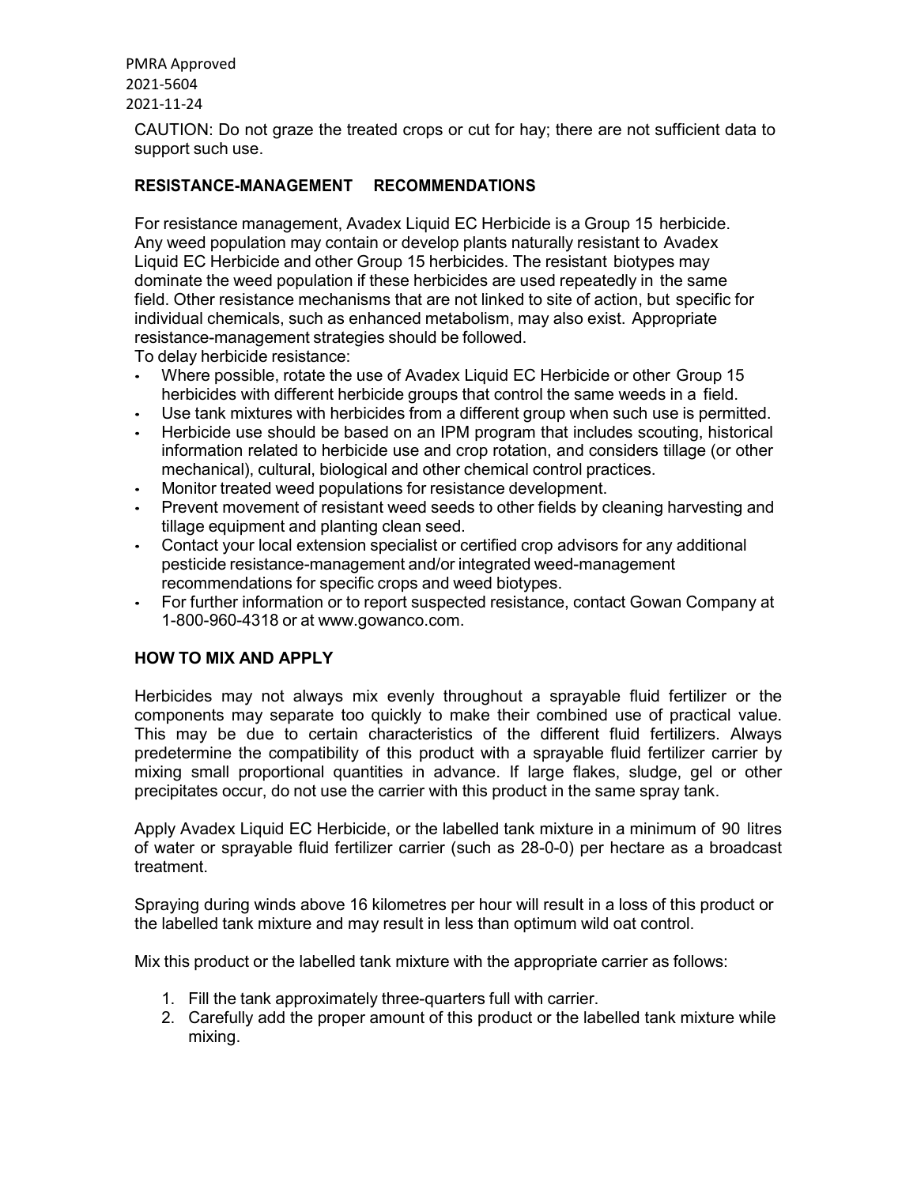CAUTION: Do not graze the treated crops or cut for hay; there are not sufficient data to support such use.

## RESISTANCE-MANAGEMENT RECOMMENDATIONS

For resistance management, Avadex Liquid EC Herbicide is a Group 15 herbicide. Any weed population may contain or develop plants naturally resistant to Avadex Liquid EC Herbicide and other Group 15 herbicides. The resistant biotypes may dominate the weed population if these herbicides are used repeatedly in the same field. Other resistance mechanisms that are not linked to site of action, but specific for individual chemicals, such as enhanced metabolism, may also exist. Appropriate resistance-management strategies should be followed.

To delay herbicide resistance:

- Where possible, rotate the use of Avadex Liquid EC Herbicide or other Group 15 herbicides with different herbicide groups that control the same weeds in a field.
- Use tank mixtures with herbicides from a different group when such use is permitted.
- Herbicide use should be based on an IPM program that includes scouting, historical information related to herbicide use and crop rotation, and considers tillage (or other mechanical), cultural, biological and other chemical control practices.
- Monitor treated weed populations for resistance development.
- Prevent movement of resistant weed seeds to other fields by cleaning harvesting and tillage equipment and planting clean seed.
- Contact your local extension specialist or certified crop advisors for any additional pesticide resistance-management and/or integrated weed-management recommendations for specific crops and weed biotypes.
- For further information or to report suspected resistance, contact Gowan Company at 1-800-960-4318 or at www.gowanco.com.

## HOW TO MIX AND APPLY

Herbicides may not always mix evenly throughout a sprayable fluid fertilizer or the components may separate too quickly to make their combined use of practical value. This may be due to certain characteristics of the different fluid fertilizers. Always predetermine the compatibility of this product with a sprayable fluid fertilizer carrier by mixing small proportional quantities in advance. If large flakes, sludge, gel or other precipitates occur, do not use the carrier with this product in the same spray tank.

Apply Avadex Liquid EC Herbicide, or the labelled tank mixture in a minimum of 90 litres of water or sprayable fluid fertilizer carrier (such as 28-0-0) per hectare as a broadcast treatment.

Spraying during winds above 16 kilometres per hour will result in a loss of this product or the labelled tank mixture and may result in less than optimum wild oat control.

Mix this product or the labelled tank mixture with the appropriate carrier as follows:

1. Fill the tank approximately three-quarters full with carrier.
2. Carefully add the proper amount of this product or the labelled tank mixture while mixing.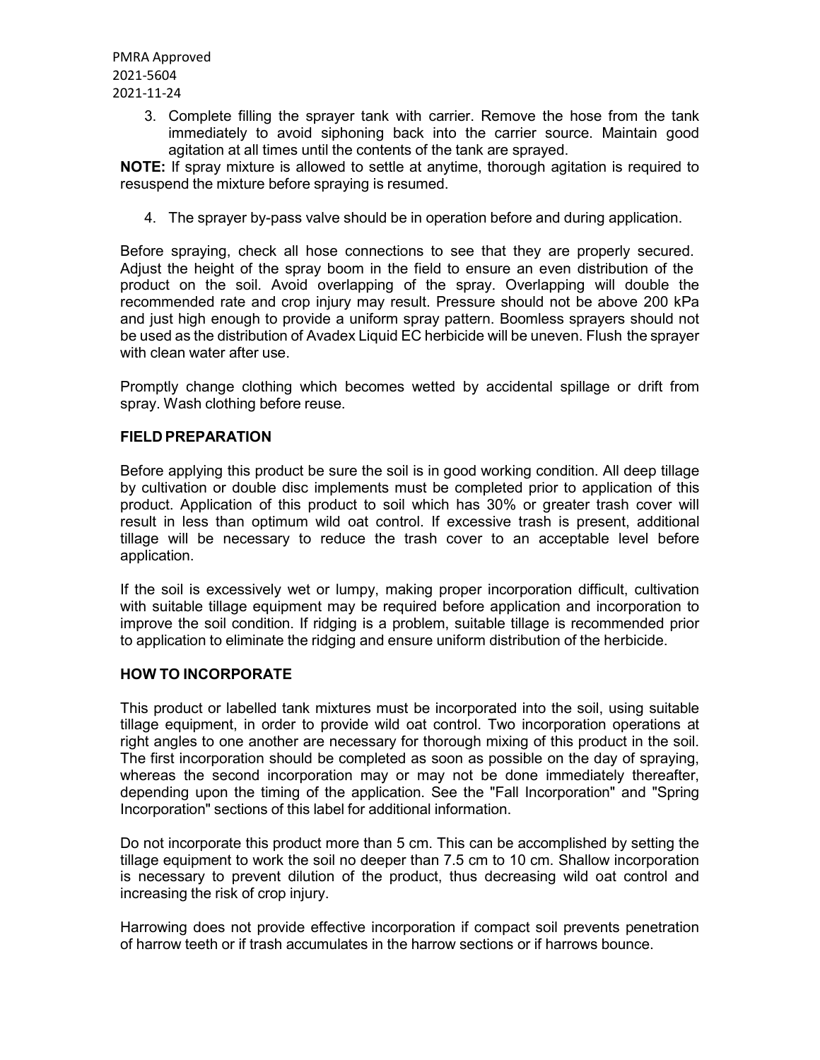3. Complete filling the sprayer tank with carrier. Remove the hose from the tank immediately to avoid siphoning back into the carrier source. Maintain good agitation at all times until the contents of the tank are sprayed.

**NOTE:** If spray mixture is allowed to settle at anytime, thorough agitation is required to resuspend the mixture before spraying is resumed.

4. The sprayer by-pass valve should be in operation before and during application.

Before spraying, check all hose connections to see that they are properly secured. Adjust the height of the spray boom in the field to ensure an even distribution of the product on the soil. Avoid overlapping of the spray. Overlapping will double the recommended rate and crop injury may result. Pressure should not be above 200 kPa and just high enough to provide a uniform spray pattern. Boomless sprayers should not be used as the distribution of Avadex Liquid EC herbicide will be uneven. Flush the sprayer with clean water after use.

Promptly change clothing which becomes wetted by accidental spillage or drift from spray. Wash clothing before reuse.

### FIELD PREPARATION

Before applying this product be sure the soil is in good working condition. All deep tillage by cultivation or double disc implements must be completed prior to application of this product. Application of this product to soil which has 30% or greater trash cover will result in less than optimum wild oat control. If excessive trash is present, additional tillage will be necessary to reduce the trash cover to an acceptable level before application.

If the soil is excessively wet or lumpy, making proper incorporation difficult, cultivation with suitable tillage equipment may be required before application and incorporation to improve the soil condition. If ridging is a problem, suitable tillage is recommended prior to application to eliminate the ridging and ensure uniform distribution of the herbicide.

### HOW TO INCORPORATE

This product or labelled tank mixtures must be incorporated into the soil, using suitable tillage equipment, in order to provide wild oat control. Two incorporation operations at right angles to one another are necessary for thorough mixing of this product in the soil. The first incorporation should be completed as soon as possible on the day of spraying, whereas the second incorporation may or may not be done immediately thereafter, depending upon the timing of the application. See the "Fall Incorporation" and "Spring Incorporation" sections of this label for additional information.

Do not incorporate this product more than 5 cm. This can be accomplished by setting the tillage equipment to work the soil no deeper than 7.5 cm to 10 cm. Shallow incorporation is necessary to prevent dilution of the product, thus decreasing wild oat control and increasing the risk of crop injury.

Harrowing does not provide effective incorporation if compact soil prevents penetration of harrow teeth or if trash accumulates in the harrow sections or if harrows bounce.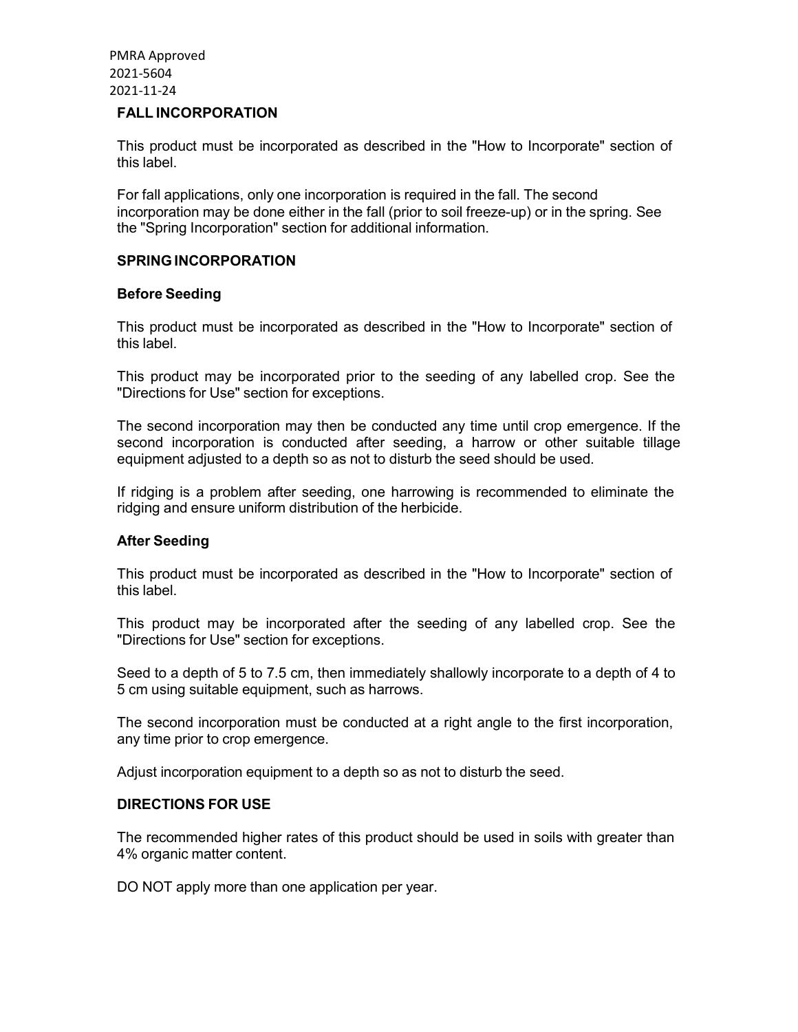## FALL INCORPORATION

This product must be incorporated as described in the "How to Incorporate" section of this label.

For fall applications, only one incorporation is required in the fall. The second incorporation may be done either in the fall (prior to soil freeze-up) or in the spring. See the "Spring Incorporation" section for additional information.

## SPRING INCORPORATION

### Before Seeding

This product must be incorporated as described in the "How to Incorporate" section of this label.

This product may be incorporated prior to the seeding of any labelled crop. See the "Directions for Use" section for exceptions.

The second incorporation may then be conducted any time until crop emergence. If the second incorporation is conducted after seeding, a harrow or other suitable tillage equipment adjusted to a depth so as not to disturb the seed should be used.

If ridging is a problem after seeding, one harrowing is recommended to eliminate the ridging and ensure uniform distribution of the herbicide.

### After Seeding

This product must be incorporated as described in the "How to Incorporate" section of this label.

This product may be incorporated after the seeding of any labelled crop. See the "Directions for Use" section for exceptions.

Seed to a depth of 5 to 7.5 cm, then immediately shallowly incorporate to a depth of 4 to 5 cm using suitable equipment, such as harrows.

The second incorporation must be conducted at a right angle to the first incorporation, any time prior to crop emergence.

Adjust incorporation equipment to a depth so as not to disturb the seed.

## DIRECTIONS FOR USE

The recommended higher rates of this product should be used in soils with greater than 4% organic matter content.

DO NOT apply more than one application per year.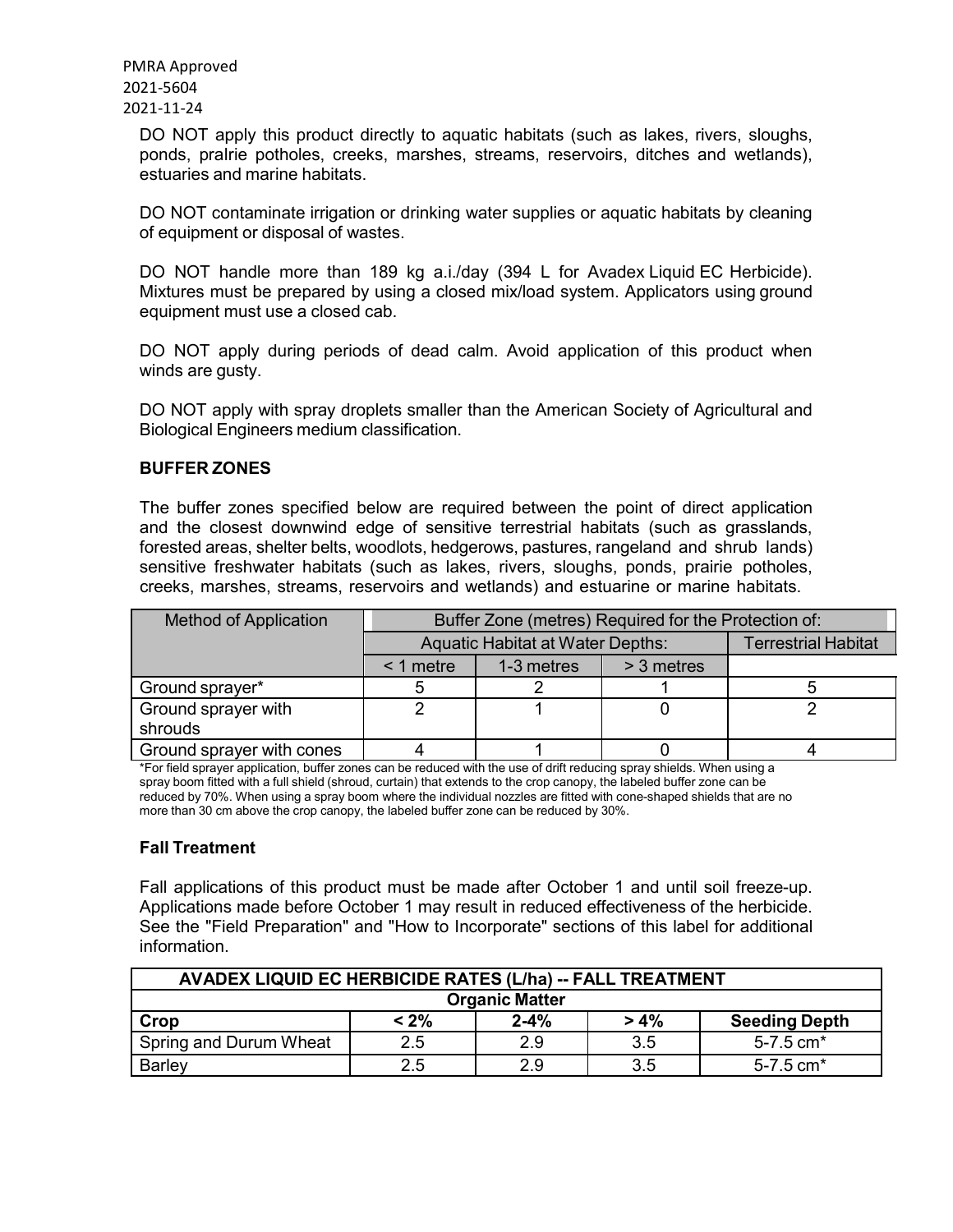PMRA Approved
2021-5604
2021-11-24

DO NOT apply this product directly to aquatic habitats (such as lakes, rivers, sloughs, ponds, prairie potholes, creeks, marshes, streams, reservoirs, ditches and wetlands), estuaries and marine habitats.

DO NOT contaminate irrigation or drinking water supplies or aquatic habitats by cleaning of equipment or disposal of wastes.

DO NOT handle more than 189 kg a.i./day (394 L for Avadex Liquid EC Herbicide). Mixtures must be prepared by using a closed mix/load system. Applicators using ground equipment must use a closed cab.

DO NOT apply during periods of dead calm. Avoid application of this product when winds are gusty.

DO NOT apply with spray droplets smaller than the American Society of Agricultural and Biological Engineers medium classification.

**BUFFER ZONES**

The buffer zones specified below are required between the point of direct application and the closest downwind edge of sensitive terrestrial habitats (such as grasslands, forested areas, shelter belts, woodlots, hedgerows, pastures, rangeland and shrub lands) sensitive freshwater habitats (such as lakes, rivers, sloughs, ponds, prairie potholes, creeks, marshes, streams, reservoirs and wetlands) and estuarine or marine habitats.

| Method of Application | Buffer Zone (metres) Required for the Protection of: | | | |
|---|---|---|---|---|
| | Aquatic Habitat at Water Depths: | | | Terrestrial Habitat |
| | < 1 metre | 1-3 metres | > 3 metres | |
| Ground sprayer* | 5 | 2 | 1 | 5 |
| Ground sprayer with shrouds | 2 | 1 | 0 | 2 |
| Ground sprayer with cones | 4 | 1 | 0 | 4 |

*For field sprayer application, buffer zones can be reduced with the use of drift reducing spray shields. When using a spray boom fitted with a full shield (shroud, curtain) that extends to the crop canopy, the labeled buffer zone can be reduced by 70%. When using a spray boom where the individual nozzles are fitted with cone-shaped shields that are no more than 30 cm above the crop canopy, the labeled buffer zone can be reduced by 30%.

**Fall Treatment**

Fall applications of this product must be made after October 1 and until soil freeze-up. Applications made before October 1 may result in reduced effectiveness of the herbicide. See the "Field Preparation" and "How to Incorporate" sections of this label for additional information.

| AVADEX LIQUID EC HERBICIDE RATES (L/ha) -- FALL TREATMENT | | | | |
|---|---|---|---|---|
| | Organic Matter | | | |
| **Crop** | **< 2%** | **2-4%** | **> 4%** | **Seeding Depth** |
| Spring and Durum Wheat | 2.5 | 2.9 | 3.5 | 5-7.5 cm* |
| Barley | 2.5 | 2.9 | 3.5 | 5-7.5 cm* |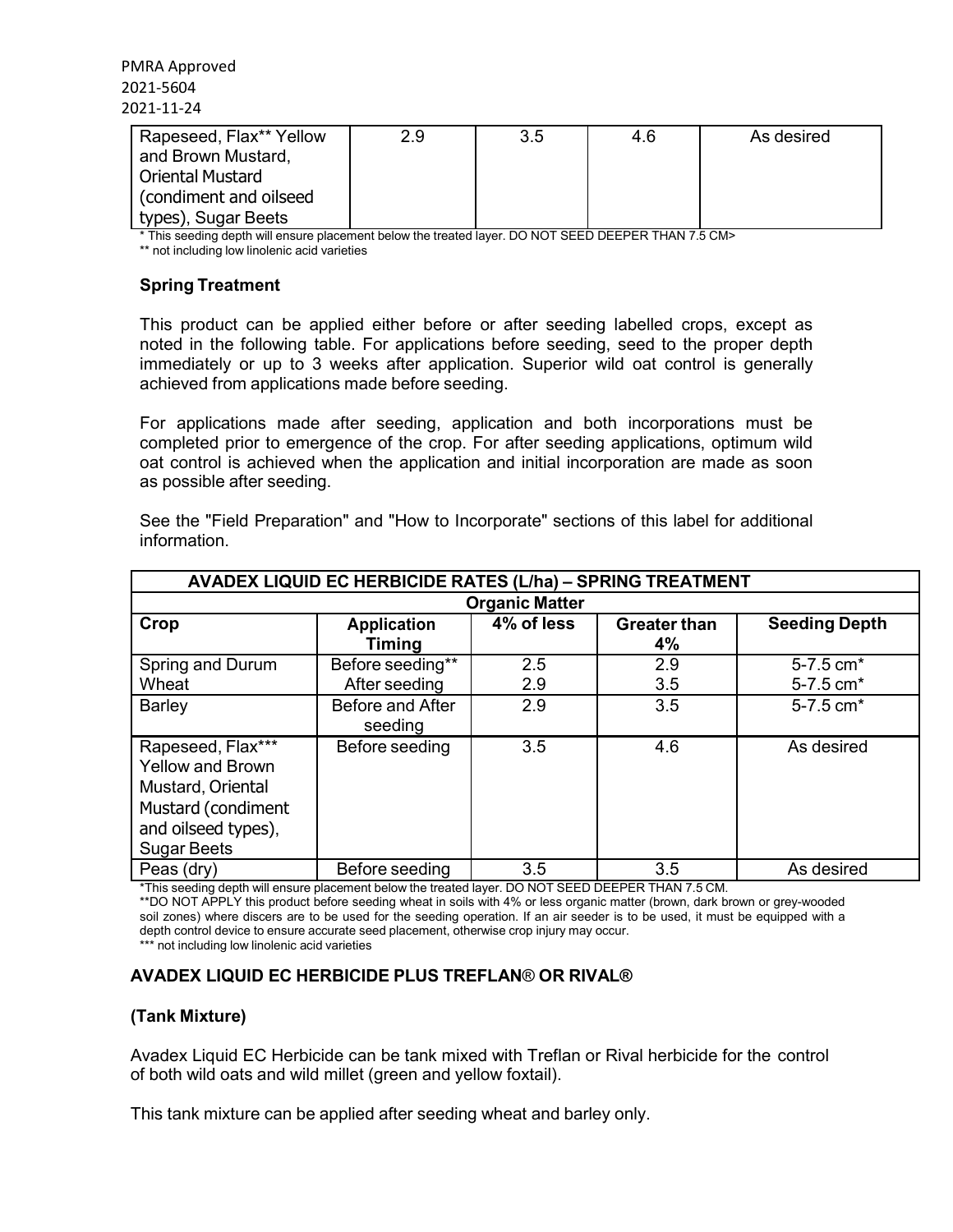PMRA Approved
2021-5604
2021-11-24

| Rapeseed, Flax** Yellow and Brown Mustard, Oriental Mustard (condiment and oilseed types), Sugar Beets | 2.9 | 3.5 | 4.6 | As desired |
|---|---|---|---|---|

* This seeding depth will ensure placement below the treated layer. DO NOT SEED DEEPER THAN 7.5 CM>

** not including low linolenic acid varieties

**Spring Treatment**

This product can be applied either before or after seeding labelled crops, except as noted in the following table. For applications before seeding, seed to the proper depth immediately or up to 3 weeks after application. Superior wild oat control is generally achieved from applications made before seeding.

For applications made after seeding, application and both incorporations must be completed prior to emergence of the crop. For after seeding applications, optimum wild oat control is achieved when the application and initial incorporation are made as soon as possible after seeding.

See the "Field Preparation" and "How to Incorporate" sections of this label for additional information.

| AVADEX LIQUID EC HERBICIDE RATES (L/ha) – SPRING TREATMENT | | | | |
|---|---|---|---|---|
| | | Organic Matter | | |
| **Crop** | **Application Timing** | **4% of less** | **Greater than 4%** | **Seeding Depth** |
| Spring and Durum Wheat | Before seeding**<br>After seeding | 2.5<br>2.9 | 2.9<br>3.5 | 5-7.5 cm*<br>5-7.5 cm* |
| Barley | Before and After seeding | 2.9 | 3.5 | 5-7.5 cm* |
| Rapeseed, Flax*** Yellow and Brown Mustard, Oriental Mustard (condiment and oilseed types), Sugar Beets | Before seeding | 3.5 | 4.6 | As desired |
| Peas (dry) | Before seeding | 3.5 | 3.5 | As desired |

*This seeding depth will ensure placement below the treated layer. DO NOT SEED DEEPER THAN 7.5 CM.

**DO NOT APPLY this product before seeding wheat in soils with 4% or less organic matter (brown, dark brown or grey-wooded soil zones) where discers are to be used for the seeding operation. If an air seeder is to be used, it must be equipped with a depth control device to ensure accurate seed placement, otherwise crop injury may occur.

*** not including low linolenic acid varieties

**AVADEX LIQUID EC HERBICIDE PLUS TREFLAN® OR RIVAL®**

**(Tank Mixture)**

Avadex Liquid EC Herbicide can be tank mixed with Treflan or Rival herbicide for the control of both wild oats and wild millet (green and yellow foxtail).

This tank mixture can be applied after seeding wheat and barley only.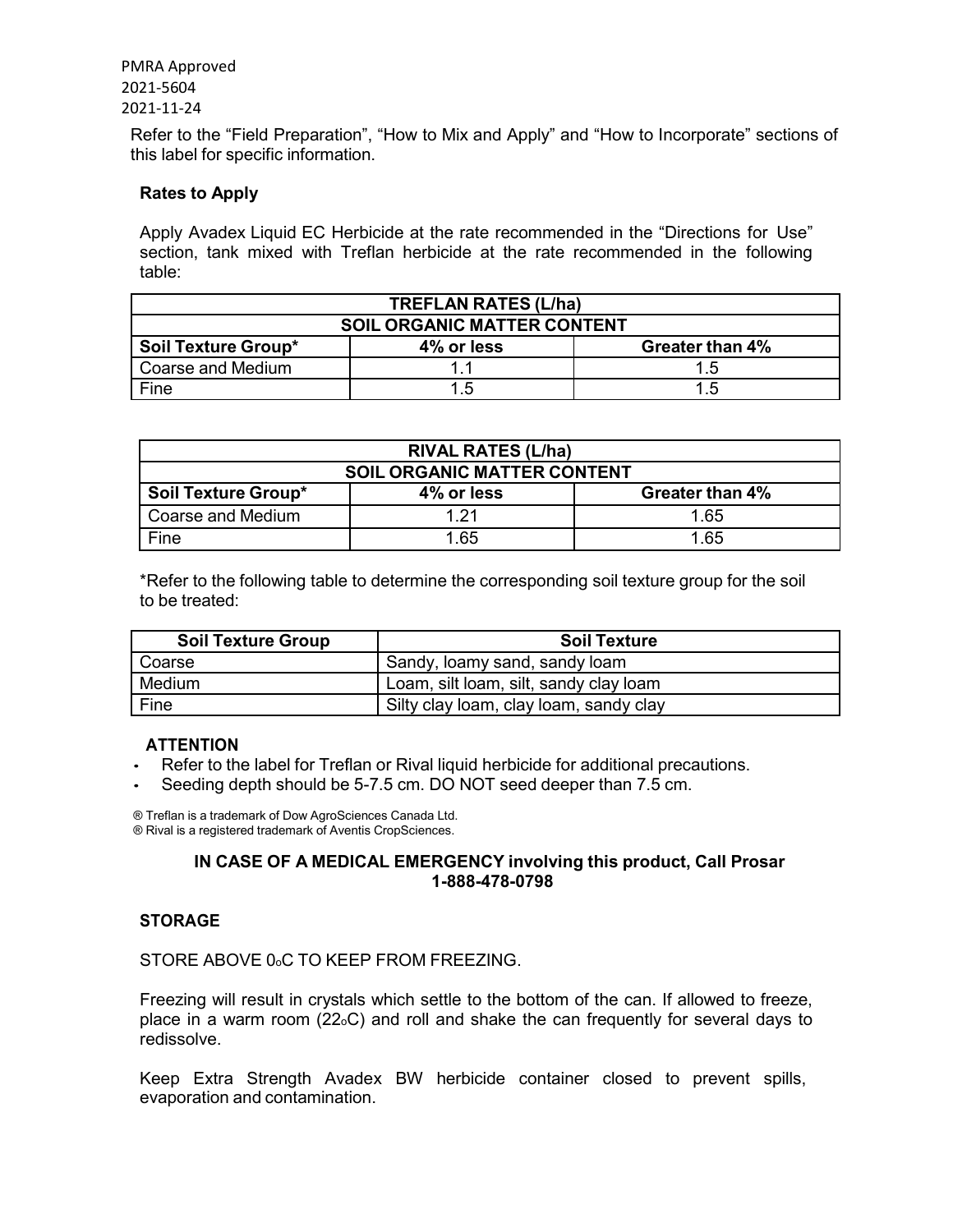PMRA Approved
2021-5604
2021-11-24

Refer to the "Field Preparation", "How to Mix and Apply" and "How to Incorporate" sections of this label for specific information.

**Rates to Apply**

Apply Avadex Liquid EC Herbicide at the rate recommended in the "Directions for Use" section, tank mixed with Treflan herbicide at the rate recommended in the following table:

| TREFLAN RATES (L/ha) | | |
|---|---|---|
| **SOIL ORGANIC MATTER CONTENT** | | |
| **Soil Texture Group*** | **4% or less** | **Greater than 4%** |
| Coarse and Medium | 1.1 | 1.5 |
| Fine | 1.5 | 1.5 |

| RIVAL RATES (L/ha) | | |
|---|---|---|
| **SOIL ORGANIC MATTER CONTENT** | | |
| **Soil Texture Group*** | **4% or less** | **Greater than 4%** |
| Coarse and Medium | 1.21 | 1.65 |
| Fine | 1.65 | 1.65 |

*Refer to the following table to determine the corresponding soil texture group for the soil to be treated:

| Soil Texture Group | Soil Texture |
|---|---|
| Coarse | Sandy, loamy sand, sandy loam |
| Medium | Loam, silt loam, silt, sandy clay loam |
| Fine | Silty clay loam, clay loam, sandy clay |

**ATTENTION**

- Refer to the label for Treflan or Rival liquid herbicide for additional precautions.
- Seeding depth should be 5-7.5 cm. DO NOT seed deeper than 7.5 cm.

® Treflan is a trademark of Dow AgroSciences Canada Ltd.
® Rival is a registered trademark of Aventis CropSciences.

**IN CASE OF A MEDICAL EMERGENCY involving this product, Call Prosar 1-888-478-0798**

**STORAGE**

STORE ABOVE 0°C TO KEEP FROM FREEZING.

Freezing will result in crystals which settle to the bottom of the can. If allowed to freeze, place in a warm room (22°C) and roll and shake the can frequently for several days to redissolve.

Keep Extra Strength Avadex BW herbicide container closed to prevent spills, evaporation and contamination.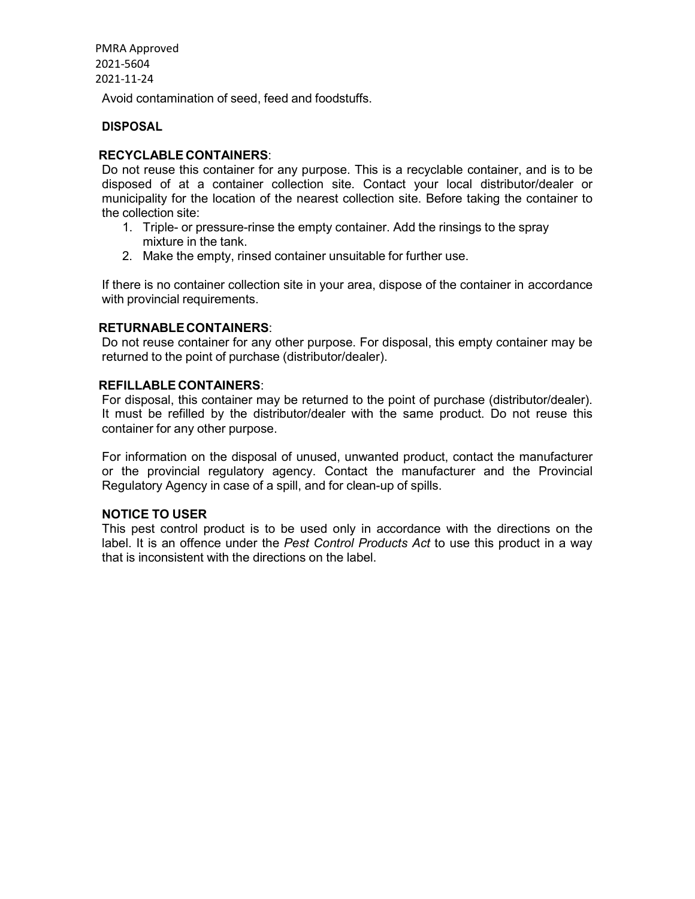PMRA Approved
2021-5604
2021-11-24

Avoid contamination of seed, feed and foodstuffs.

**DISPOSAL**

**RECYCLABLE CONTAINERS**:
Do not reuse this container for any purpose. This is a recyclable container, and is to be disposed of at a container collection site. Contact your local distributor/dealer or municipality for the location of the nearest collection site. Before taking the container to the collection site:

1. Triple- or pressure-rinse the empty container. Add the rinsings to the spray mixture in the tank.
2. Make the empty, rinsed container unsuitable for further use.

If there is no container collection site in your area, dispose of the container in accordance with provincial requirements.

**RETURNABLE CONTAINERS**:
Do not reuse container for any other purpose. For disposal, this empty container may be returned to the point of purchase (distributor/dealer).

**REFILLABLE CONTAINERS**:
For disposal, this container may be returned to the point of purchase (distributor/dealer). It must be refilled by the distributor/dealer with the same product. Do not reuse this container for any other purpose.

For information on the disposal of unused, unwanted product, contact the manufacturer or the provincial regulatory agency. Contact the manufacturer and the Provincial Regulatory Agency in case of a spill, and for clean-up of spills.

**NOTICE TO USER**
This pest control product is to be used only in accordance with the directions on the label. It is an offence under the *Pest Control Products Act* to use this product in a way that is inconsistent with the directions on the label.